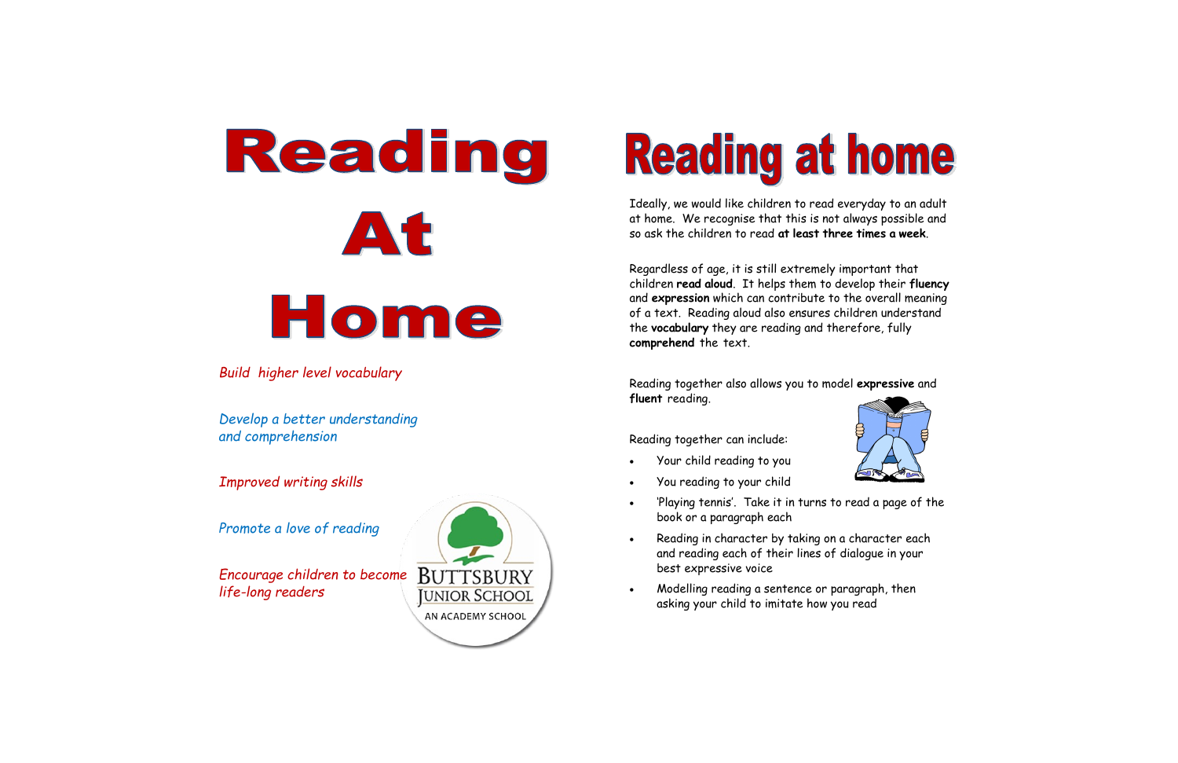# Reading At Home

*Build  higher level vocabulary*

*Develop a better understanding and comprehension*

*Improved writing skills*

*Promote a love of reading*

*Encourage children to become life-long readers*

BUTTSBURY JUNIOR SCHOOL
AN ACADEMY SCHOOL

# Reading at home

Ideally, we would like children to read everyday to an adult at home.  We recognise that this is not always possible and so ask the children to read **at least three times a week**.

Regardless of age, it is still extremely important that children **read aloud**.  It helps them to develop their **fluency** and **expression** which can contribute to the overall meaning of a text.  Reading aloud also ensures children understand the **vocabulary** they are reading and therefore, fully **comprehend** the text.

Reading together also allows you to model **expressive** and **fluent** reading.

Reading together can include:

- Your child reading to you
- You reading to your child
- 'Playing tennis'.  Take it in turns to read a page of the book or a paragraph each
- Reading in character by taking on a character each and reading each of their lines of dialogue in your best expressive voice
- Modelling reading a sentence or paragraph, then asking your child to imitate how you read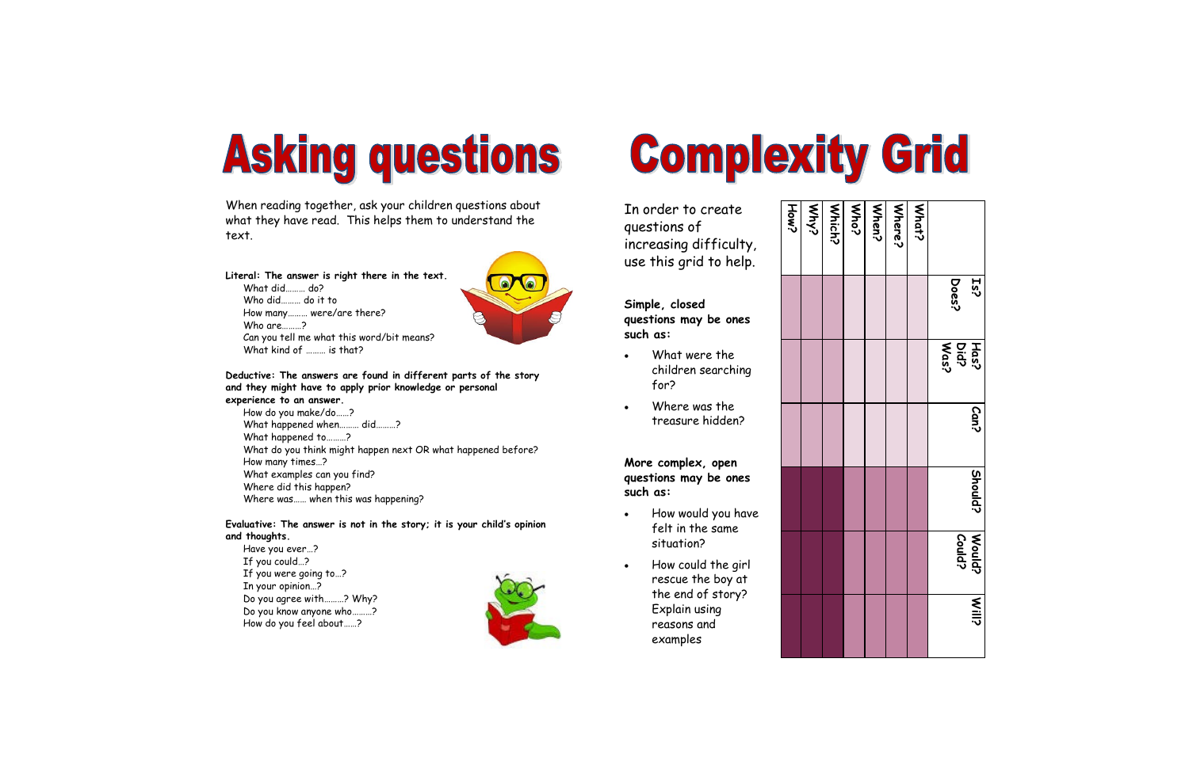# Asking questions

When reading together, ask your children questions about what they have read. This helps them to understand the text.

**Literal: The answer is right there in the text.**

- What did……… do?
- Who did……… do it to
- How many……… were/are there?
- Who are………?
- Can you tell me what this word/bit means?
- What kind of ……… is that?

**Deductive: The answers are found in different parts of the story and they might have to apply prior knowledge or personal experience to an answer.**

- How do you make/do……?
- What happened when……… did………?
- What happened to………?
- What do you think might happen next OR what happened before?
- How many times…?
- What examples can you find?
- Where did this happen?
- Where was…… when this was happening?

**Evaluative: The answer is not in the story; it is your child's opinion and thoughts.**

- Have you ever…?
- If you could…?
- If you were going to…?
- In your opinion…?
- Do you agree with………? Why?
- Do you know anyone who………?
- How do you feel about……?

# Complexity Grid

In order to create questions of increasing difficulty, use this grid to help.

**Simple, closed questions may be ones such as:**

- What were the children searching for?
- Where was the treasure hidden?

**More complex, open questions may be ones such as:**

- How would you have felt in the same situation?
- How could the girl rescue the boy at the end of story? Explain using reasons and examples

| | Is? Does? | Has? Did? Was? | Can? | Should? | Would? Could? | Will? |
|---|---|---|---|---|---|---|
| What? | | | | | | |
| Where? | | | | | | |
| When? | | | | | | |
| Who? | | | | | | |
| Which? | | | | | | |
| Why? | | | | | | |
| How? | | | | | | |